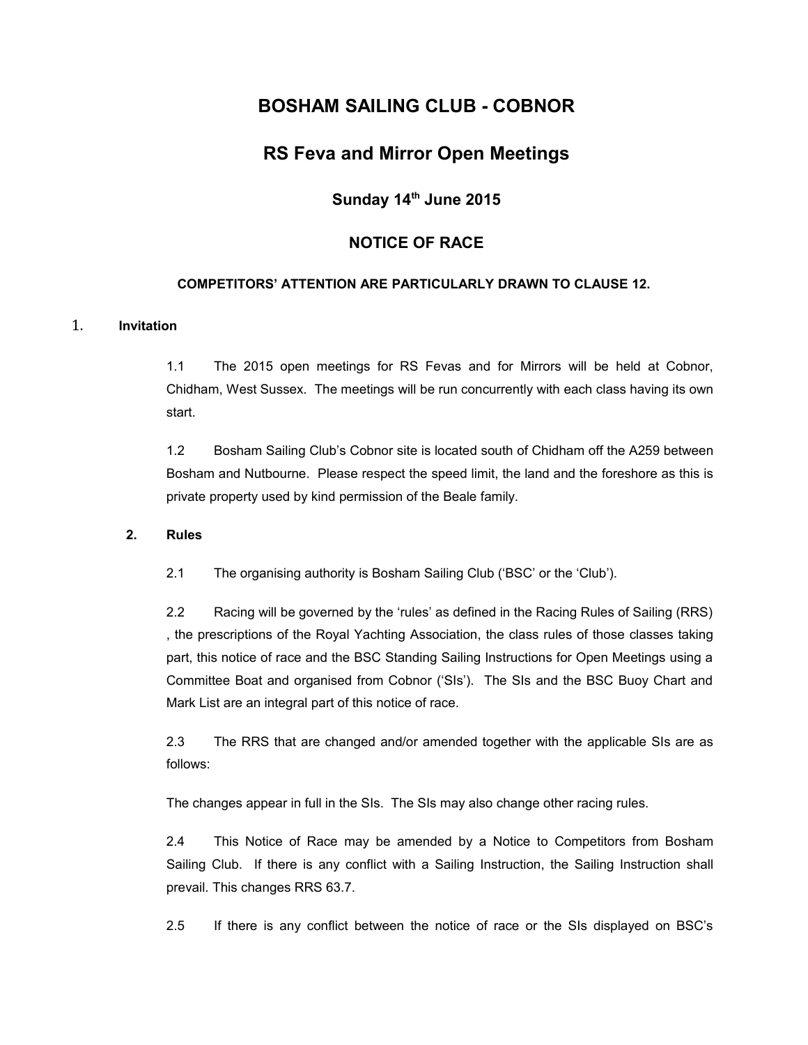# BOSHAM SAILING CLUB - COBNOR

## RS Feva and Mirror Open Meetings

### Sunday 14th June 2015

### NOTICE OF RACE

**COMPETITORS' ATTENTION ARE PARTICULARLY DRAWN TO CLAUSE 12.**

1. **Invitation**

1.1 The 2015 open meetings for RS Fevas and for Mirrors will be held at Cobnor, Chidham, West Sussex. The meetings will be run concurrently with each class having its own start.

1.2 Bosham Sailing Club's Cobnor site is located south of Chidham off the A259 between Bosham and Nutbourne. Please respect the speed limit, the land and the foreshore as this is private property used by kind permission of the Beale family.

2. **Rules**

2.1 The organising authority is Bosham Sailing Club ('BSC' or the 'Club').

2.2 Racing will be governed by the 'rules' as defined in the Racing Rules of Sailing (RRS) , the prescriptions of the Royal Yachting Association, the class rules of those classes taking part, this notice of race and the BSC Standing Sailing Instructions for Open Meetings using a Committee Boat and organised from Cobnor ('SIs'). The SIs and the BSC Buoy Chart and Mark List are an integral part of this notice of race.

2.3 The RRS that are changed and/or amended together with the applicable SIs are as follows:

The changes appear in full in the SIs. The SIs may also change other racing rules.

2.4 This Notice of Race may be amended by a Notice to Competitors from Bosham Sailing Club. If there is any conflict with a Sailing Instruction, the Sailing Instruction shall prevail. This changes RRS 63.7.

2.5 If there is any conflict between the notice of race or the SIs displayed on BSC's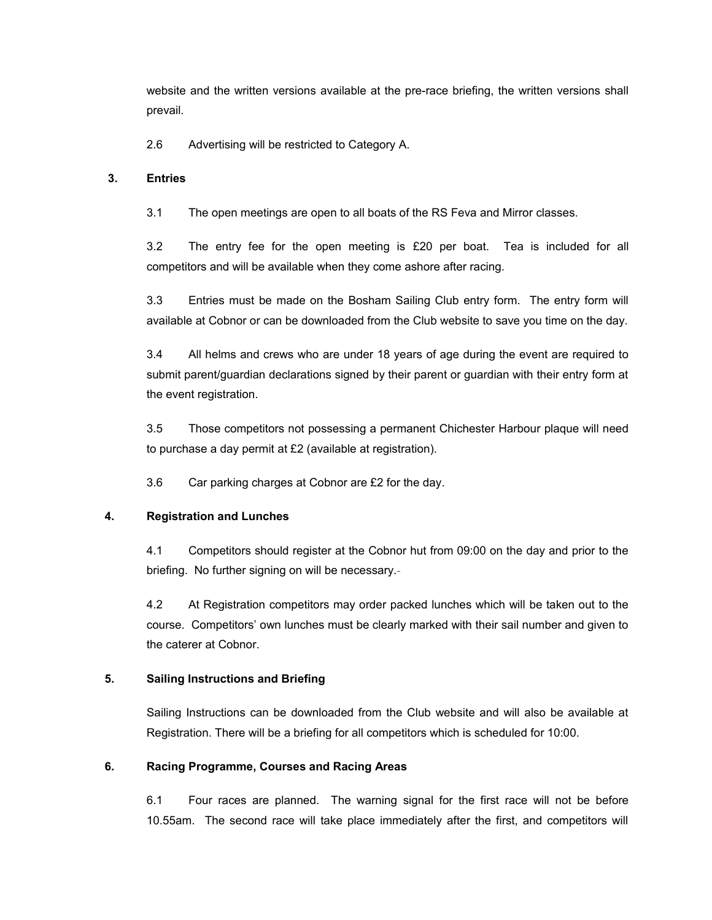website and the written versions available at the pre-race briefing, the written versions shall prevail.

2.6 Advertising will be restricted to Category A.

## 3. Entries

3.1 The open meetings are open to all boats of the RS Feva and Mirror classes.

3.2 The entry fee for the open meeting is £20 per boat. Tea is included for all competitors and will be available when they come ashore after racing.

3.3 Entries must be made on the Bosham Sailing Club entry form. The entry form will available at Cobnor or can be downloaded from the Club website to save you time on the day.

3.4 All helms and crews who are under 18 years of age during the event are required to submit parent/guardian declarations signed by their parent or guardian with their entry form at the event registration.

3.5 Those competitors not possessing a permanent Chichester Harbour plaque will need to purchase a day permit at £2 (available at registration).

3.6 Car parking charges at Cobnor are £2 for the day.

## 4. Registration and Lunches

4.1 Competitors should register at the Cobnor hut from 09:00 on the day and prior to the briefing. No further signing on will be necessary.

4.2 At Registration competitors may order packed lunches which will be taken out to the course. Competitors' own lunches must be clearly marked with their sail number and given to the caterer at Cobnor.

## 5. Sailing Instructions and Briefing

Sailing Instructions can be downloaded from the Club website and will also be available at Registration. There will be a briefing for all competitors which is scheduled for 10:00.

## 6. Racing Programme, Courses and Racing Areas

6.1 Four races are planned. The warning signal for the first race will not be before 10.55am. The second race will take place immediately after the first, and competitors will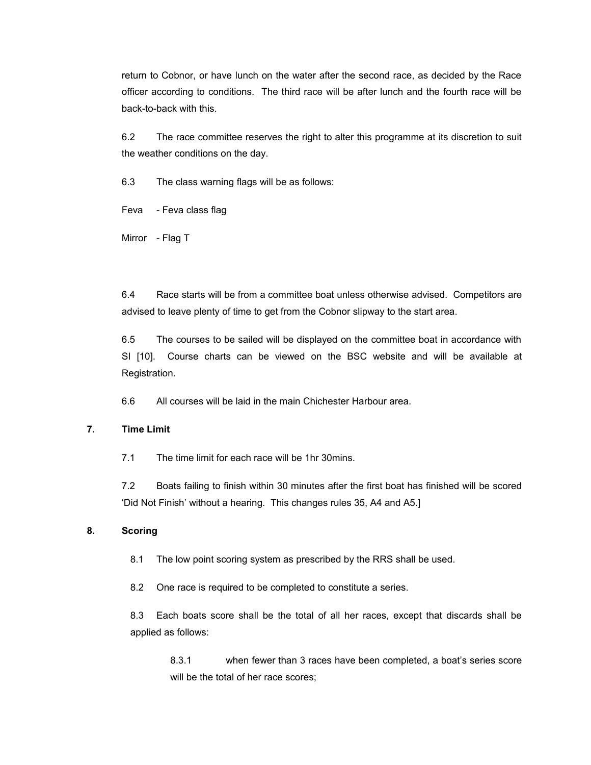return to Cobnor, or have lunch on the water after the second race, as decided by the Race officer according to conditions. The third race will be after lunch and the fourth race will be back-to-back with this.

6.2 The race committee reserves the right to alter this programme at its discretion to suit the weather conditions on the day.

6.3 The class warning flags will be as follows:

Feva - Feva class flag

Mirror - Flag T

6.4 Race starts will be from a committee boat unless otherwise advised. Competitors are advised to leave plenty of time to get from the Cobnor slipway to the start area.

6.5 The courses to be sailed will be displayed on the committee boat in accordance with SI [10]. Course charts can be viewed on the BSC website and will be available at Registration.

6.6 All courses will be laid in the main Chichester Harbour area.

## 7. Time Limit

7.1 The time limit for each race will be 1hr 30mins.

7.2 Boats failing to finish within 30 minutes after the first boat has finished will be scored 'Did Not Finish' without a hearing. This changes rules 35, A4 and A5.]

## 8. Scoring

8.1 The low point scoring system as prescribed by the RRS shall be used.

8.2 One race is required to be completed to constitute a series.

8.3 Each boats score shall be the total of all her races, except that discards shall be applied as follows:

8.3.1 when fewer than 3 races have been completed, a boat's series score will be the total of her race scores;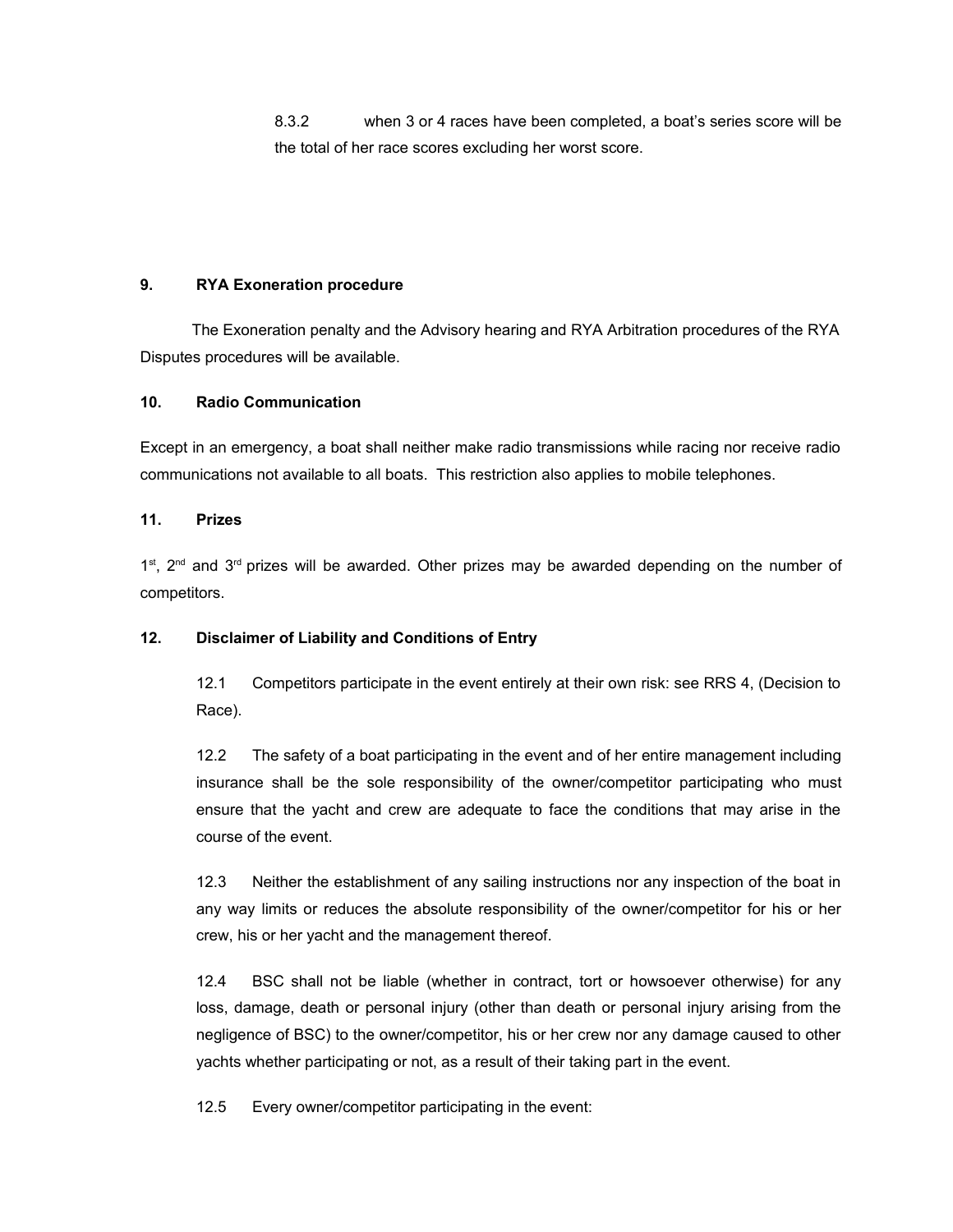8.3.2 when 3 or 4 races have been completed, a boat's series score will be the total of her race scores excluding her worst score.

**9. RYA Exoneration procedure**

The Exoneration penalty and the Advisory hearing and RYA Arbitration procedures of the RYA Disputes procedures will be available.

**10. Radio Communication**

Except in an emergency, a boat shall neither make radio transmissions while racing nor receive radio communications not available to all boats. This restriction also applies to mobile telephones.

**11. Prizes**

1st, 2nd and 3rd prizes will be awarded. Other prizes may be awarded depending on the number of competitors.

**12. Disclaimer of Liability and Conditions of Entry**

12.1 Competitors participate in the event entirely at their own risk: see RRS 4, (Decision to Race).

12.2 The safety of a boat participating in the event and of her entire management including insurance shall be the sole responsibility of the owner/competitor participating who must ensure that the yacht and crew are adequate to face the conditions that may arise in the course of the event.

12.3 Neither the establishment of any sailing instructions nor any inspection of the boat in any way limits or reduces the absolute responsibility of the owner/competitor for his or her crew, his or her yacht and the management thereof.

12.4 BSC shall not be liable (whether in contract, tort or howsoever otherwise) for any loss, damage, death or personal injury (other than death or personal injury arising from the negligence of BSC) to the owner/competitor, his or her crew nor any damage caused to other yachts whether participating or not, as a result of their taking part in the event.

12.5 Every owner/competitor participating in the event: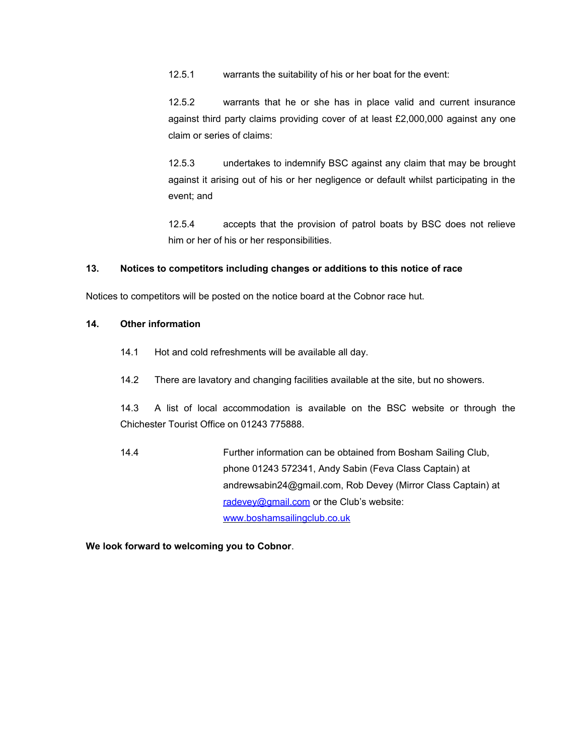12.5.1 warrants the suitability of his or her boat for the event:

12.5.2 warrants that he or she has in place valid and current insurance against third party claims providing cover of at least £2,000,000 against any one claim or series of claims:

12.5.3 undertakes to indemnify BSC against any claim that may be brought against it arising out of his or her negligence or default whilst participating in the event; and

12.5.4 accepts that the provision of patrol boats by BSC does not relieve him or her of his or her responsibilities.

**13. Notices to competitors including changes or additions to this notice of race**

Notices to competitors will be posted on the notice board at the Cobnor race hut.

**14. Other information**

14.1 Hot and cold refreshments will be available all day.

14.2 There are lavatory and changing facilities available at the site, but no showers.

14.3 A list of local accommodation is available on the BSC website or through the Chichester Tourist Office on 01243 775888.

14.4 Further information can be obtained from Bosham Sailing Club, phone 01243 572341, Andy Sabin (Feva Class Captain) at andrewsabin24@gmail.com, Rob Devey (Mirror Class Captain) at radevey@gmail.com or the Club's website: www.boshamsailingclub.co.uk

**We look forward to welcoming you to Cobnor**.